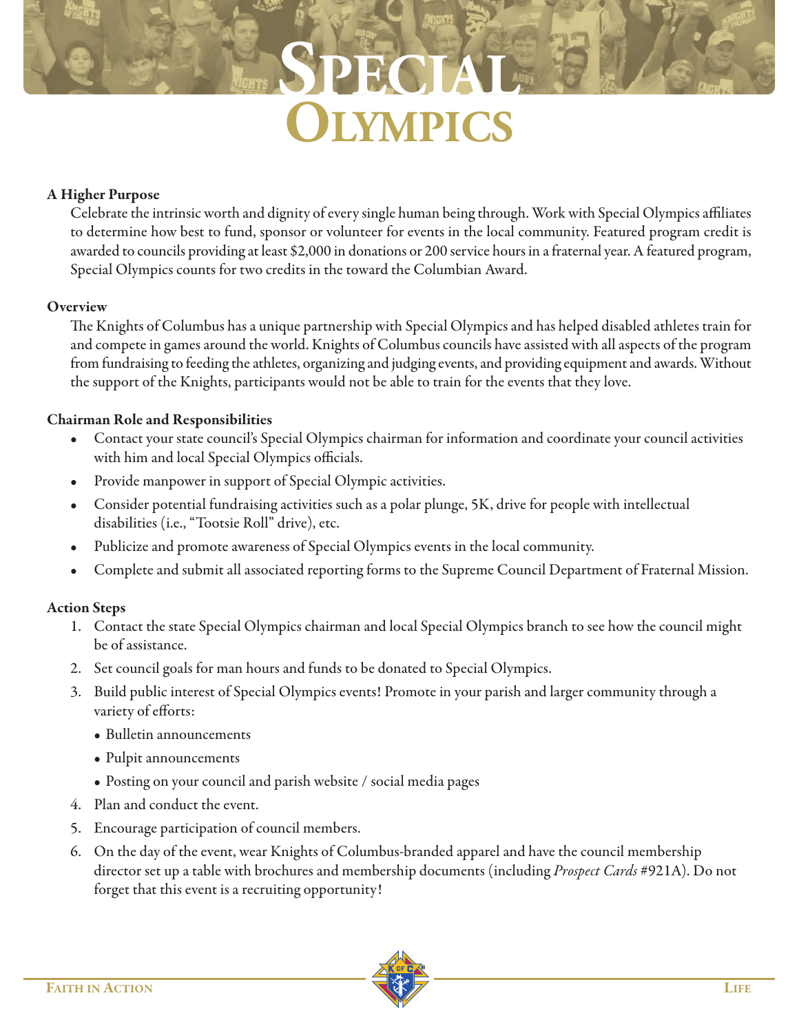# Special Olympics

### A Higher Purpose

Celebrate the intrinsic worth and dignity of every single human being through. Work with Special Olympics affiliates to determine how best to fund, sponsor or volunteer for events in the local community. Featured program credit is awarded to councils providing at least $2,000 in donations or 200 service hours in a fraternal year. A featured program, Special Olympics counts for two credits in the toward the Columbian Award.

### Overview

The Knights of Columbus has a unique partnership with Special Olympics and has helped disabled athletes train for and compete in games around the world. Knights of Columbus councils have assisted with all aspects of the program from fundraising to feeding the athletes, organizing and judging events, and providing equipment and awards. Without the support of the Knights, participants would not be able to train for the events that they love.

### Chairman Role and Responsibilities

- Contact your state council's Special Olympics chairman for information and coordinate your council activities with him and local Special Olympics officials.
- Provide manpower in support of Special Olympic activities.
- Consider potential fundraising activities such as a polar plunge, 5K, drive for people with intellectual disabilities (i.e., "Tootsie Roll" drive), etc.
- Publicize and promote awareness of Special Olympics events in the local community.
- Complete and submit all associated reporting forms to the Supreme Council Department of Fraternal Mission.

### Action Steps

1. Contact the state Special Olympics chairman and local Special Olympics branch to see how the council might be of assistance.
2. Set council goals for man hours and funds to be donated to Special Olympics.
3. Build public interest of Special Olympics events! Promote in your parish and larger community through a variety of efforts:
   - Bulletin announcements
   - Pulpit announcements
   - Posting on your council and parish website / social media pages
4. Plan and conduct the event.
5. Encourage participation of council members.
6. On the day of the event, wear Knights of Columbus-branded apparel and have the council membership director set up a table with brochures and membership documents (including *Prospect Cards* #921A). Do not forget that this event is a recruiting opportunity!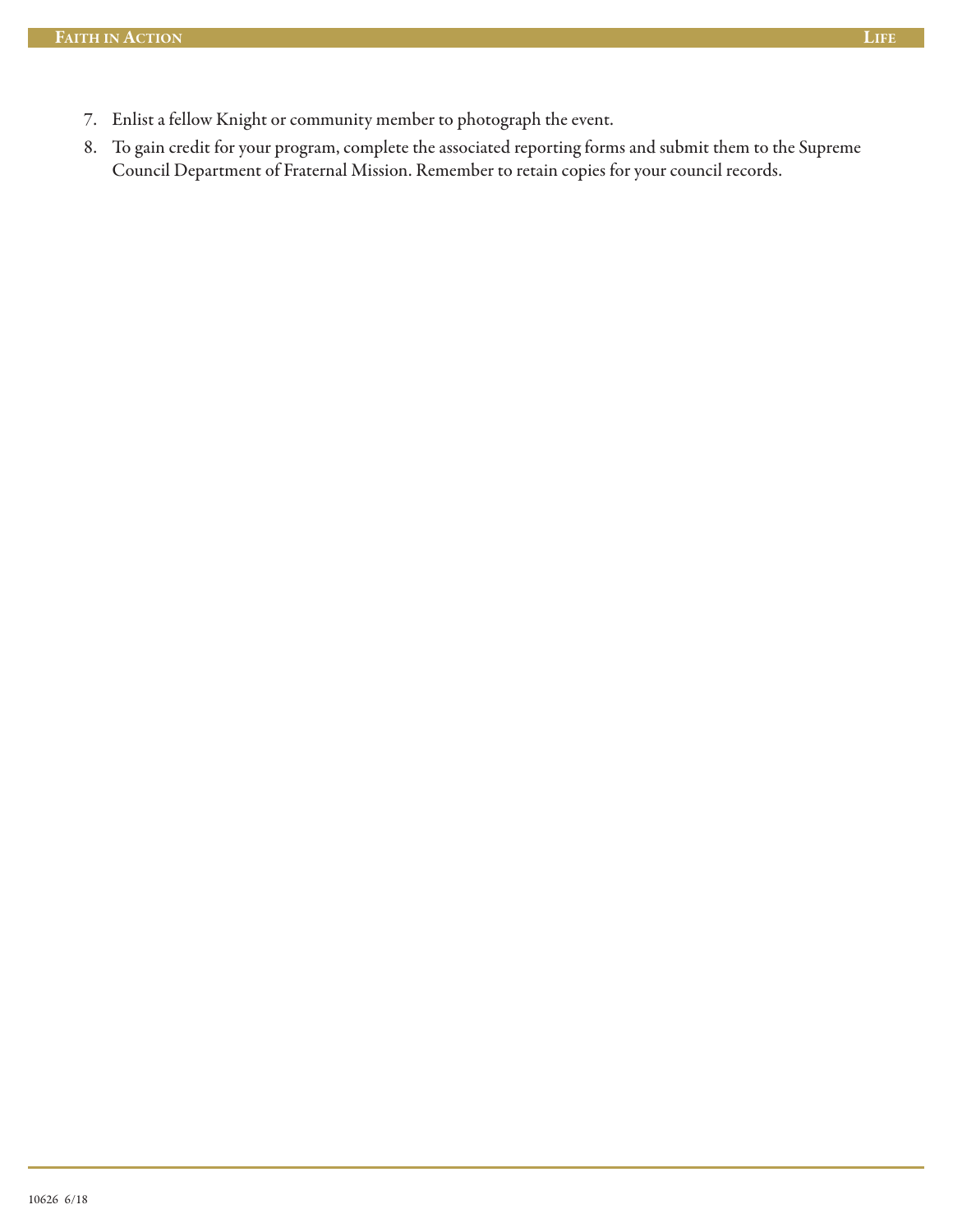7. Enlist a fellow Knight or community member to photograph the event.
8. To gain credit for your program, complete the associated reporting forms and submit them to the Supreme Council Department of Fraternal Mission. Remember to retain copies for your council records.

10626 6/18